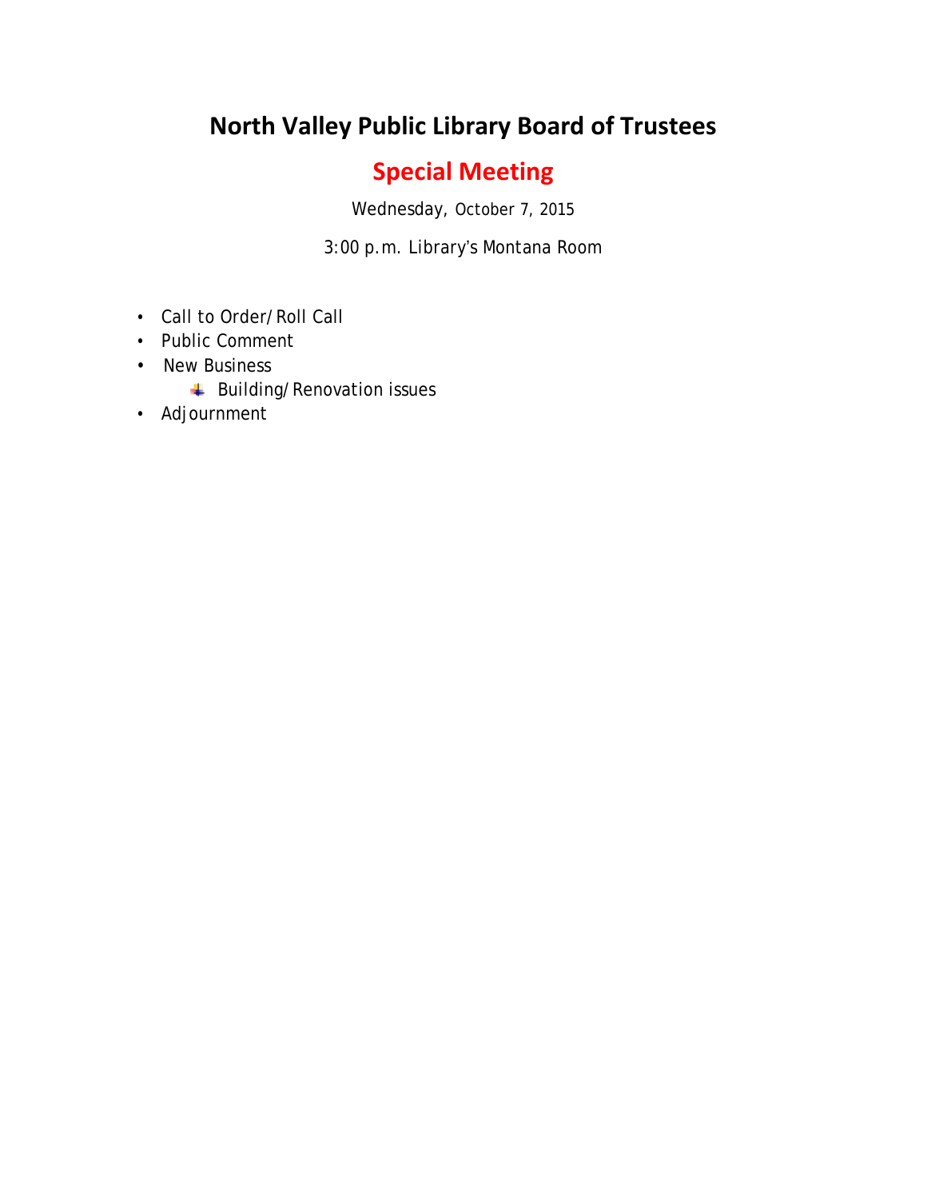# North Valley Public Library Board of Trustees

## Special Meeting

Wednesday, October 7, 2015

3:00 p.m. Library's Montana Room

- Call to Order/Roll Call
- Public Comment
- New Business
  - Building/Renovation issues
- Adjournment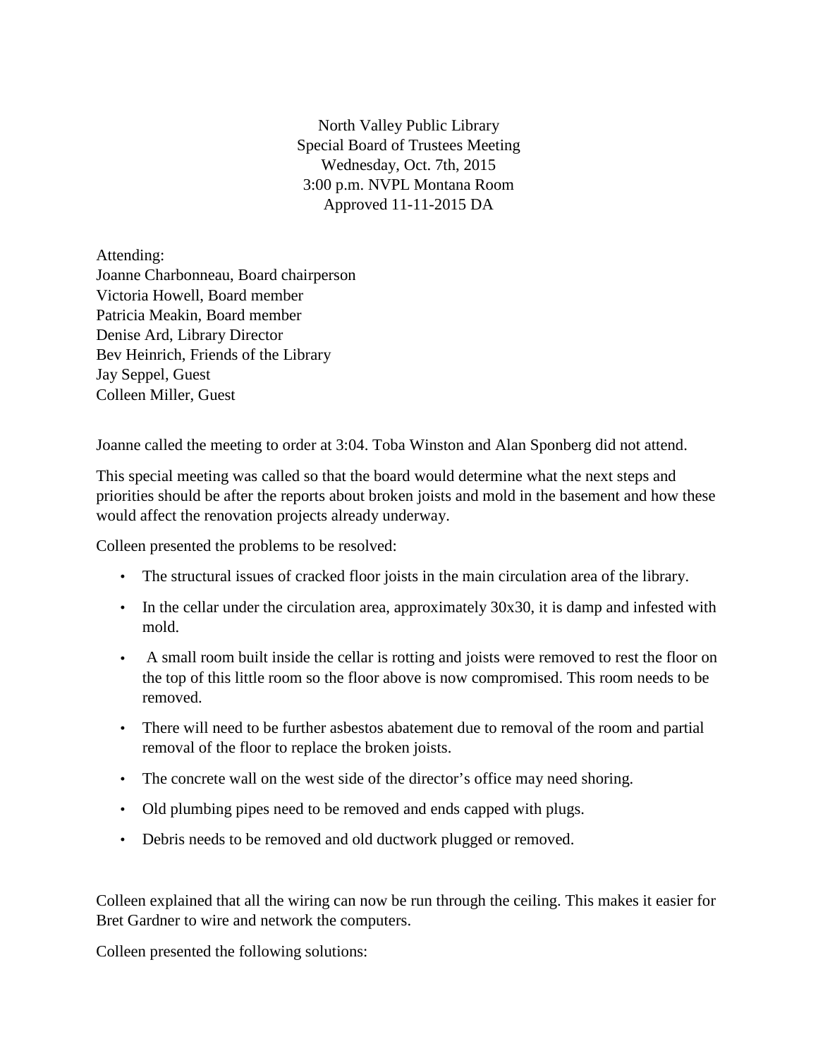North Valley Public Library
Special Board of Trustees Meeting
Wednesday, Oct. 7th, 2015
3:00 p.m. NVPL Montana Room
Approved 11-11-2015 DA

Attending:
Joanne Charbonneau, Board chairperson
Victoria Howell, Board member
Patricia Meakin, Board member
Denise Ard, Library Director
Bev Heinrich, Friends of the Library
Jay Seppel, Guest
Colleen Miller, Guest

Joanne called the meeting to order at 3:04. Toba Winston and Alan Sponberg did not attend.

This special meeting was called so that the board would determine what the next steps and priorities should be after the reports about broken joists and mold in the basement and how these would affect the renovation projects already underway.

Colleen presented the problems to be resolved:

- The structural issues of cracked floor joists in the main circulation area of the library.
- In the cellar under the circulation area, approximately 30x30, it is damp and infested with mold.
- A small room built inside the cellar is rotting and joists were removed to rest the floor on the top of this little room so the floor above is now compromised. This room needs to be removed.
- There will need to be further asbestos abatement due to removal of the room and partial removal of the floor to replace the broken joists.
- The concrete wall on the west side of the director's office may need shoring.
- Old plumbing pipes need to be removed and ends capped with plugs.
- Debris needs to be removed and old ductwork plugged or removed.

Colleen explained that all the wiring can now be run through the ceiling. This makes it easier for Bret Gardner to wire and network the computers.

Colleen presented the following solutions: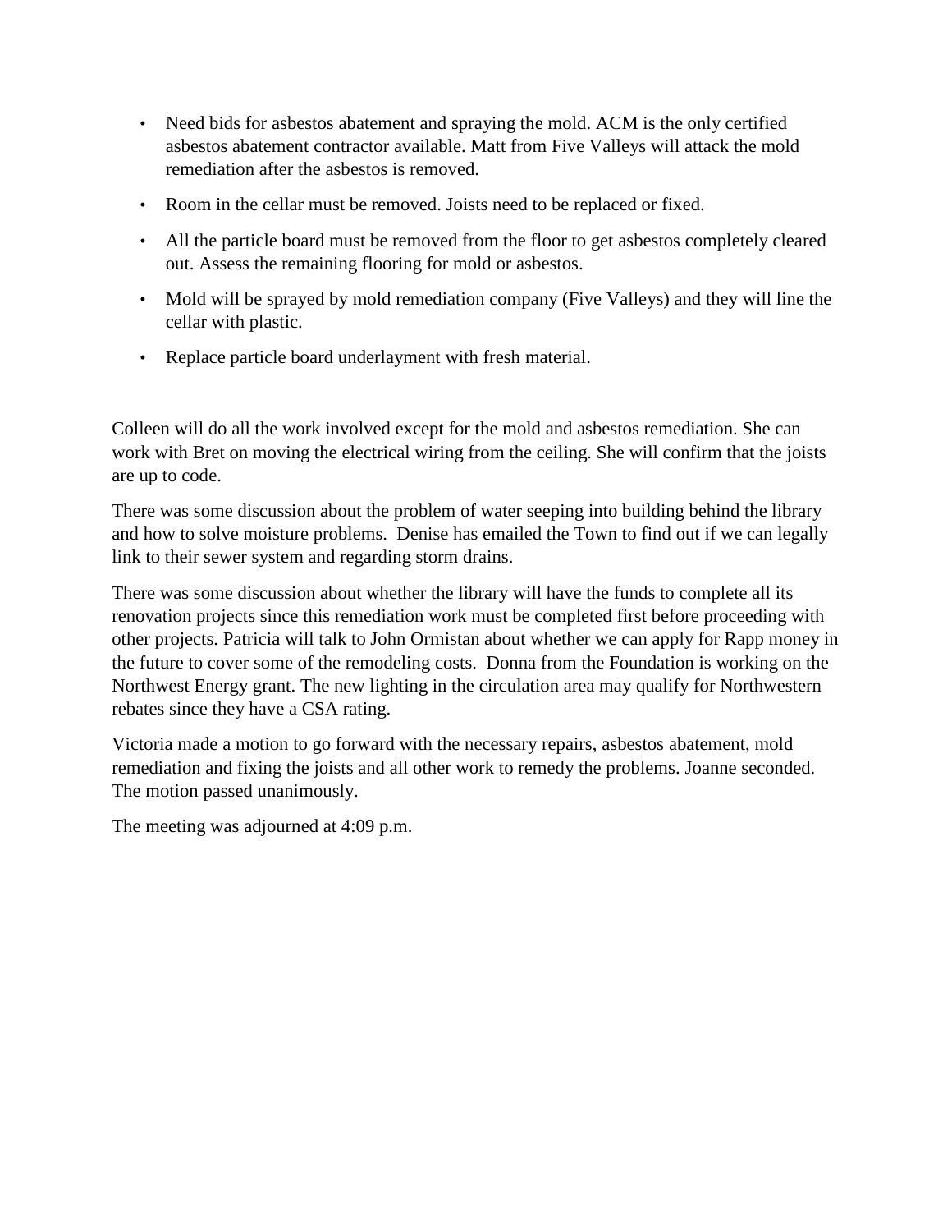- Need bids for asbestos abatement and spraying the mold. ACM is the only certified asbestos abatement contractor available. Matt from Five Valleys will attack the mold remediation after the asbestos is removed.
- Room in the cellar must be removed. Joists need to be replaced or fixed.
- All the particle board must be removed from the floor to get asbestos completely cleared out. Assess the remaining flooring for mold or asbestos.
- Mold will be sprayed by mold remediation company (Five Valleys) and they will line the cellar with plastic.
- Replace particle board underlayment with fresh material.

Colleen will do all the work involved except for the mold and asbestos remediation. She can work with Bret on moving the electrical wiring from the ceiling. She will confirm that the joists are up to code.

There was some discussion about the problem of water seeping into building behind the library and how to solve moisture problems. Denise has emailed the Town to find out if we can legally link to their sewer system and regarding storm drains.

There was some discussion about whether the library will have the funds to complete all its renovation projects since this remediation work must be completed first before proceeding with other projects. Patricia will talk to John Ormistan about whether we can apply for Rapp money in the future to cover some of the remodeling costs. Donna from the Foundation is working on the Northwest Energy grant. The new lighting in the circulation area may qualify for Northwestern rebates since they have a CSA rating.

Victoria made a motion to go forward with the necessary repairs, asbestos abatement, mold remediation and fixing the joists and all other work to remedy the problems. Joanne seconded. The motion passed unanimously.

The meeting was adjourned at 4:09 p.m.